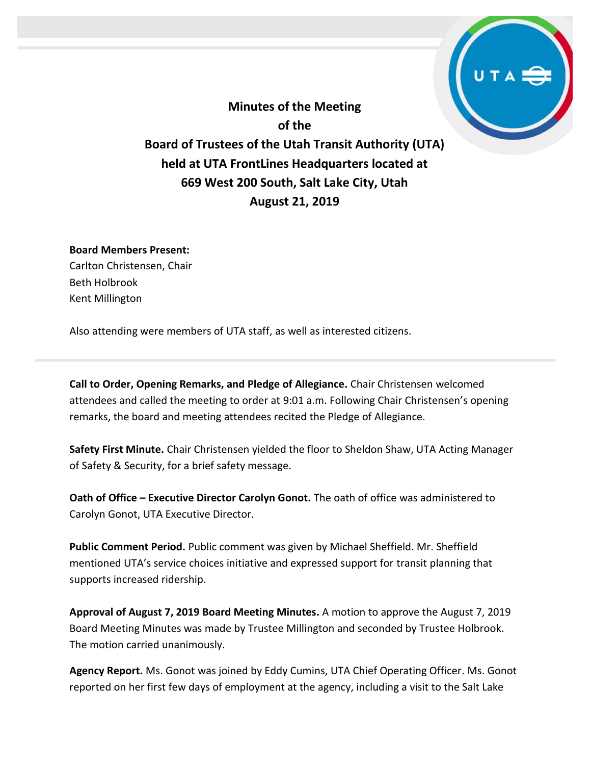# Minutes of the Meeting of the Board of Trustees of the Utah Transit Authority (UTA) held at UTA FrontLines Headquarters located at 669 West 200 South, Salt Lake City, Utah August 21, 2019

**Board Members Present:**
Carlton Christensen, Chair
Beth Holbrook
Kent Millington

Also attending were members of UTA staff, as well as interested citizens.

---

**Call to Order, Opening Remarks, and Pledge of Allegiance.** Chair Christensen welcomed attendees and called the meeting to order at 9:01 a.m. Following Chair Christensen's opening remarks, the board and meeting attendees recited the Pledge of Allegiance.

**Safety First Minute.** Chair Christensen yielded the floor to Sheldon Shaw, UTA Acting Manager of Safety & Security, for a brief safety message.

**Oath of Office – Executive Director Carolyn Gonot.** The oath of office was administered to Carolyn Gonot, UTA Executive Director.

**Public Comment Period.** Public comment was given by Michael Sheffield. Mr. Sheffield mentioned UTA's service choices initiative and expressed support for transit planning that supports increased ridership.

**Approval of August 7, 2019 Board Meeting Minutes.** A motion to approve the August 7, 2019 Board Meeting Minutes was made by Trustee Millington and seconded by Trustee Holbrook. The motion carried unanimously.

**Agency Report.** Ms. Gonot was joined by Eddy Cumins, UTA Chief Operating Officer. Ms. Gonot reported on her first few days of employment at the agency, including a visit to the Salt Lake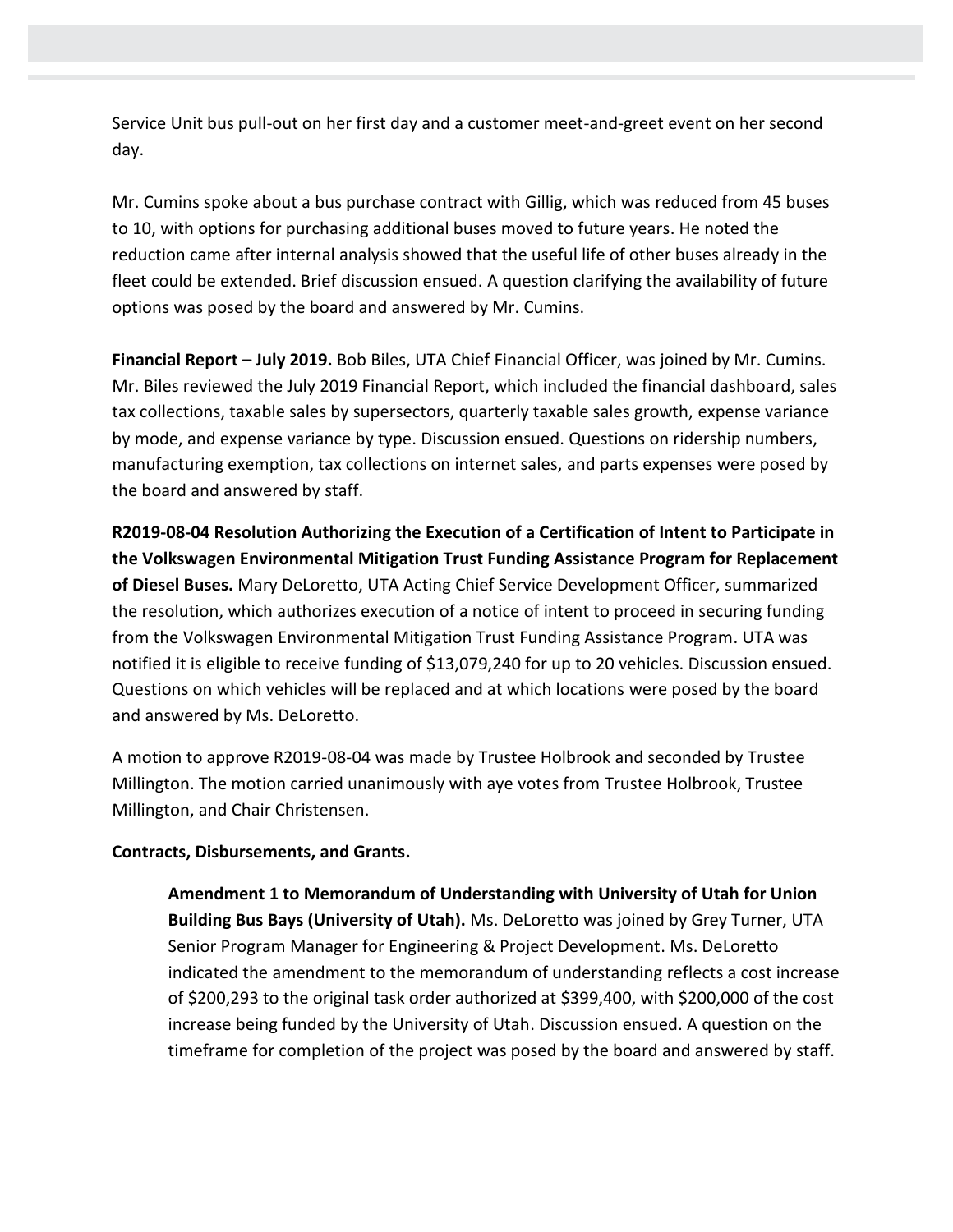Service Unit bus pull-out on her first day and a customer meet-and-greet event on her second day.

Mr. Cumins spoke about a bus purchase contract with Gillig, which was reduced from 45 buses to 10, with options for purchasing additional buses moved to future years. He noted the reduction came after internal analysis showed that the useful life of other buses already in the fleet could be extended. Brief discussion ensued. A question clarifying the availability of future options was posed by the board and answered by Mr. Cumins.

**Financial Report – July 2019.** Bob Biles, UTA Chief Financial Officer, was joined by Mr. Cumins. Mr. Biles reviewed the July 2019 Financial Report, which included the financial dashboard, sales tax collections, taxable sales by supersectors, quarterly taxable sales growth, expense variance by mode, and expense variance by type. Discussion ensued. Questions on ridership numbers, manufacturing exemption, tax collections on internet sales, and parts expenses were posed by the board and answered by staff.

**R2019-08-04 Resolution Authorizing the Execution of a Certification of Intent to Participate in the Volkswagen Environmental Mitigation Trust Funding Assistance Program for Replacement of Diesel Buses.** Mary DeLoretto, UTA Acting Chief Service Development Officer, summarized the resolution, which authorizes execution of a notice of intent to proceed in securing funding from the Volkswagen Environmental Mitigation Trust Funding Assistance Program. UTA was notified it is eligible to receive funding of $13,079,240 for up to 20 vehicles. Discussion ensued. Questions on which vehicles will be replaced and at which locations were posed by the board and answered by Ms. DeLoretto.

A motion to approve R2019-08-04 was made by Trustee Holbrook and seconded by Trustee Millington. The motion carried unanimously with aye votes from Trustee Holbrook, Trustee Millington, and Chair Christensen.

**Contracts, Disbursements, and Grants.**

> **Amendment 1 to Memorandum of Understanding with University of Utah for Union Building Bus Bays (University of Utah).** Ms. DeLoretto was joined by Grey Turner, UTA Senior Program Manager for Engineering & Project Development. Ms. DeLoretto indicated the amendment to the memorandum of understanding reflects a cost increase of $200,293 to the original task order authorized at $399,400, with $200,000 of the cost increase being funded by the University of Utah. Discussion ensued. A question on the timeframe for completion of the project was posed by the board and answered by staff.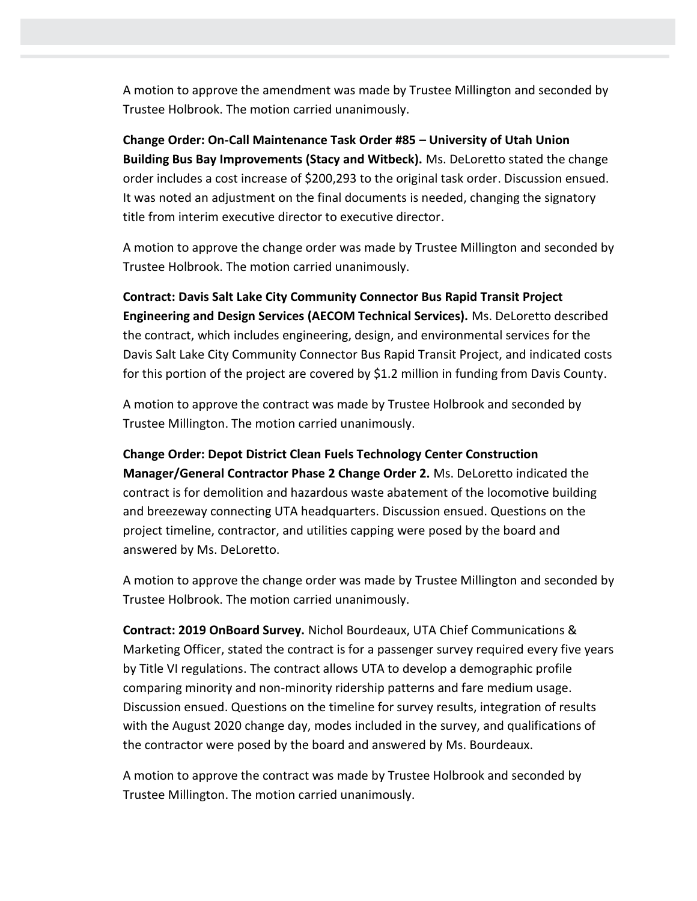A motion to approve the amendment was made by Trustee Millington and seconded by Trustee Holbrook. The motion carried unanimously.

**Change Order: On-Call Maintenance Task Order #85 – University of Utah Union Building Bus Bay Improvements (Stacy and Witbeck).** Ms. DeLoretto stated the change order includes a cost increase of $200,293 to the original task order. Discussion ensued. It was noted an adjustment on the final documents is needed, changing the signatory title from interim executive director to executive director.

A motion to approve the change order was made by Trustee Millington and seconded by Trustee Holbrook. The motion carried unanimously.

**Contract: Davis Salt Lake City Community Connector Bus Rapid Transit Project Engineering and Design Services (AECOM Technical Services).** Ms. DeLoretto described the contract, which includes engineering, design, and environmental services for the Davis Salt Lake City Community Connector Bus Rapid Transit Project, and indicated costs for this portion of the project are covered by $1.2 million in funding from Davis County.

A motion to approve the contract was made by Trustee Holbrook and seconded by Trustee Millington. The motion carried unanimously.

**Change Order: Depot District Clean Fuels Technology Center Construction Manager/General Contractor Phase 2 Change Order 2.** Ms. DeLoretto indicated the contract is for demolition and hazardous waste abatement of the locomotive building and breezeway connecting UTA headquarters. Discussion ensued. Questions on the project timeline, contractor, and utilities capping were posed by the board and answered by Ms. DeLoretto.

A motion to approve the change order was made by Trustee Millington and seconded by Trustee Holbrook. The motion carried unanimously.

**Contract: 2019 OnBoard Survey.** Nichol Bourdeaux, UTA Chief Communications & Marketing Officer, stated the contract is for a passenger survey required every five years by Title VI regulations. The contract allows UTA to develop a demographic profile comparing minority and non-minority ridership patterns and fare medium usage. Discussion ensued. Questions on the timeline for survey results, integration of results with the August 2020 change day, modes included in the survey, and qualifications of the contractor were posed by the board and answered by Ms. Bourdeaux.

A motion to approve the contract was made by Trustee Holbrook and seconded by Trustee Millington. The motion carried unanimously.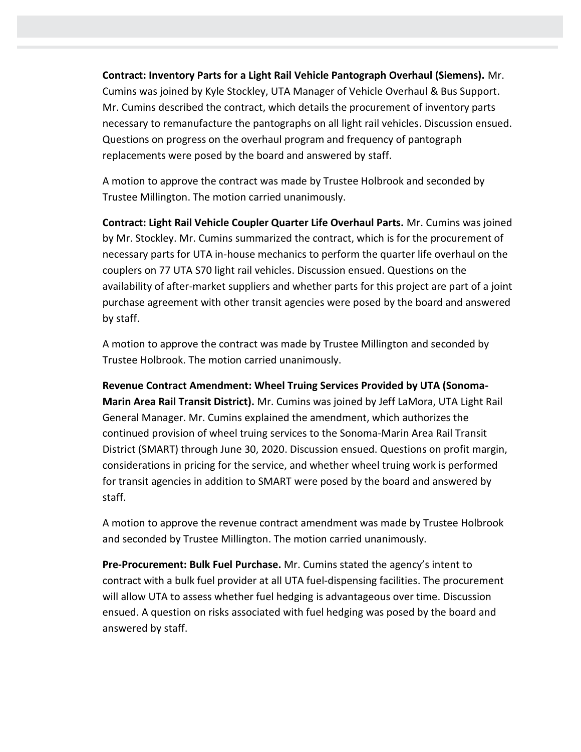**Contract: Inventory Parts for a Light Rail Vehicle Pantograph Overhaul (Siemens).** Mr. Cumins was joined by Kyle Stockley, UTA Manager of Vehicle Overhaul & Bus Support. Mr. Cumins described the contract, which details the procurement of inventory parts necessary to remanufacture the pantographs on all light rail vehicles. Discussion ensued. Questions on progress on the overhaul program and frequency of pantograph replacements were posed by the board and answered by staff.

A motion to approve the contract was made by Trustee Holbrook and seconded by Trustee Millington. The motion carried unanimously.

**Contract: Light Rail Vehicle Coupler Quarter Life Overhaul Parts.** Mr. Cumins was joined by Mr. Stockley. Mr. Cumins summarized the contract, which is for the procurement of necessary parts for UTA in-house mechanics to perform the quarter life overhaul on the couplers on 77 UTA S70 light rail vehicles. Discussion ensued. Questions on the availability of after-market suppliers and whether parts for this project are part of a joint purchase agreement with other transit agencies were posed by the board and answered by staff.

A motion to approve the contract was made by Trustee Millington and seconded by Trustee Holbrook. The motion carried unanimously.

**Revenue Contract Amendment: Wheel Truing Services Provided by UTA (Sonoma-Marin Area Rail Transit District).** Mr. Cumins was joined by Jeff LaMora, UTA Light Rail General Manager. Mr. Cumins explained the amendment, which authorizes the continued provision of wheel truing services to the Sonoma-Marin Area Rail Transit District (SMART) through June 30, 2020. Discussion ensued. Questions on profit margin, considerations in pricing for the service, and whether wheel truing work is performed for transit agencies in addition to SMART were posed by the board and answered by staff.

A motion to approve the revenue contract amendment was made by Trustee Holbrook and seconded by Trustee Millington. The motion carried unanimously.

**Pre-Procurement: Bulk Fuel Purchase.** Mr. Cumins stated the agency's intent to contract with a bulk fuel provider at all UTA fuel-dispensing facilities. The procurement will allow UTA to assess whether fuel hedging is advantageous over time. Discussion ensued. A question on risks associated with fuel hedging was posed by the board and answered by staff.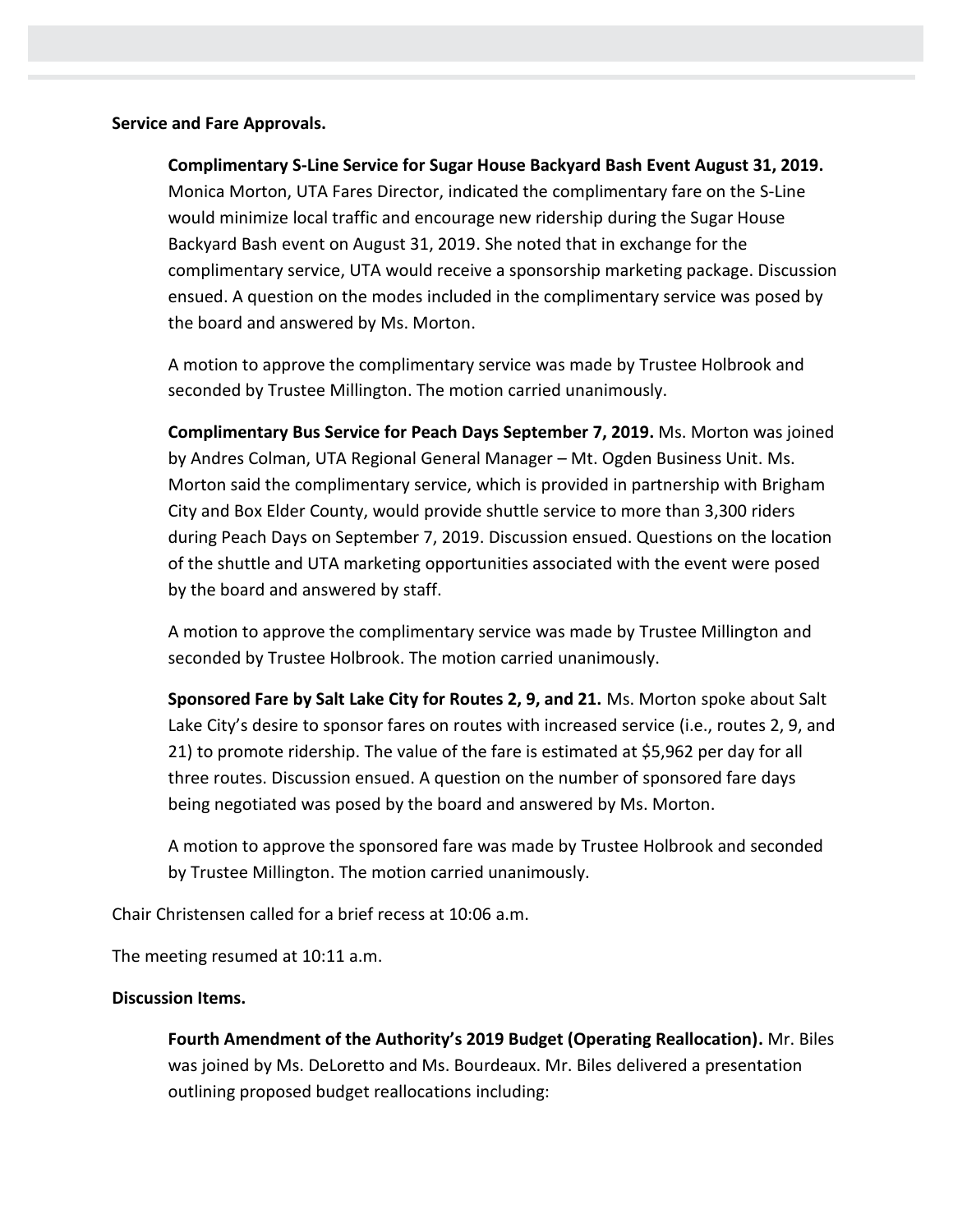**Service and Fare Approvals.**

**Complimentary S-Line Service for Sugar House Backyard Bash Event August 31, 2019.** Monica Morton, UTA Fares Director, indicated the complimentary fare on the S-Line would minimize local traffic and encourage new ridership during the Sugar House Backyard Bash event on August 31, 2019. She noted that in exchange for the complimentary service, UTA would receive a sponsorship marketing package. Discussion ensued. A question on the modes included in the complimentary service was posed by the board and answered by Ms. Morton.

A motion to approve the complimentary service was made by Trustee Holbrook and seconded by Trustee Millington. The motion carried unanimously.

**Complimentary Bus Service for Peach Days September 7, 2019.** Ms. Morton was joined by Andres Colman, UTA Regional General Manager – Mt. Ogden Business Unit. Ms. Morton said the complimentary service, which is provided in partnership with Brigham City and Box Elder County, would provide shuttle service to more than 3,300 riders during Peach Days on September 7, 2019. Discussion ensued. Questions on the location of the shuttle and UTA marketing opportunities associated with the event were posed by the board and answered by staff.

A motion to approve the complimentary service was made by Trustee Millington and seconded by Trustee Holbrook. The motion carried unanimously.

**Sponsored Fare by Salt Lake City for Routes 2, 9, and 21.** Ms. Morton spoke about Salt Lake City's desire to sponsor fares on routes with increased service (i.e., routes 2, 9, and 21) to promote ridership. The value of the fare is estimated at $5,962 per day for all three routes. Discussion ensued. A question on the number of sponsored fare days being negotiated was posed by the board and answered by Ms. Morton.

A motion to approve the sponsored fare was made by Trustee Holbrook and seconded by Trustee Millington. The motion carried unanimously.

Chair Christensen called for a brief recess at 10:06 a.m.

The meeting resumed at 10:11 a.m.

**Discussion Items.**

**Fourth Amendment of the Authority's 2019 Budget (Operating Reallocation).** Mr. Biles was joined by Ms. DeLoretto and Ms. Bourdeaux. Mr. Biles delivered a presentation outlining proposed budget reallocations including: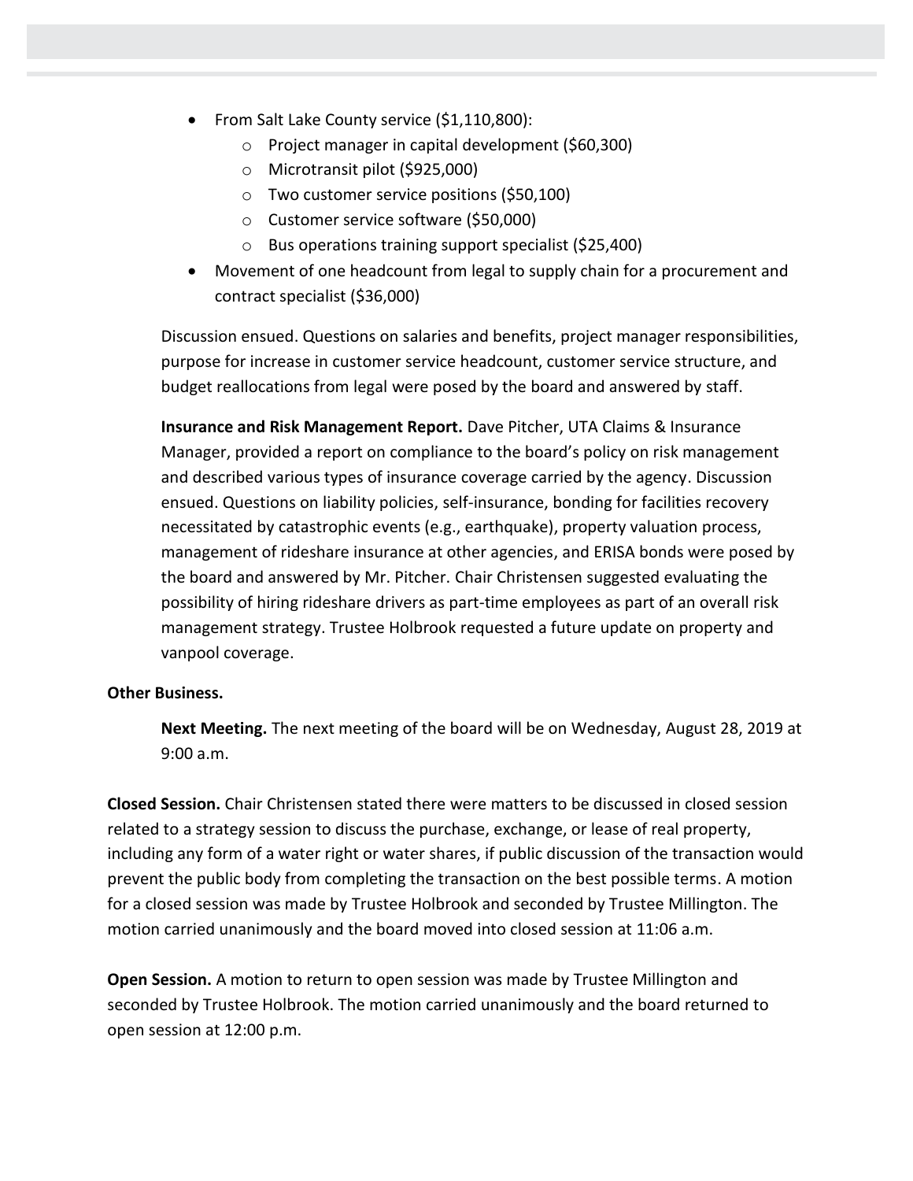- From Salt Lake County service ($1,110,800):
  - Project manager in capital development ($60,300)
  - Microtransit pilot ($925,000)
  - Two customer service positions ($50,100)
  - Customer service software ($50,000)
  - Bus operations training support specialist ($25,400)
- Movement of one headcount from legal to supply chain for a procurement and contract specialist ($36,000)

Discussion ensued. Questions on salaries and benefits, project manager responsibilities, purpose for increase in customer service headcount, customer service structure, and budget reallocations from legal were posed by the board and answered by staff.

**Insurance and Risk Management Report.** Dave Pitcher, UTA Claims & Insurance Manager, provided a report on compliance to the board's policy on risk management and described various types of insurance coverage carried by the agency. Discussion ensued. Questions on liability policies, self-insurance, bonding for facilities recovery necessitated by catastrophic events (e.g., earthquake), property valuation process, management of rideshare insurance at other agencies, and ERISA bonds were posed by the board and answered by Mr. Pitcher. Chair Christensen suggested evaluating the possibility of hiring rideshare drivers as part-time employees as part of an overall risk management strategy. Trustee Holbrook requested a future update on property and vanpool coverage.

**Other Business.**

**Next Meeting.** The next meeting of the board will be on Wednesday, August 28, 2019 at 9:00 a.m.

**Closed Session.** Chair Christensen stated there were matters to be discussed in closed session related to a strategy session to discuss the purchase, exchange, or lease of real property, including any form of a water right or water shares, if public discussion of the transaction would prevent the public body from completing the transaction on the best possible terms. A motion for a closed session was made by Trustee Holbrook and seconded by Trustee Millington. The motion carried unanimously and the board moved into closed session at 11:06 a.m.

**Open Session.** A motion to return to open session was made by Trustee Millington and seconded by Trustee Holbrook. The motion carried unanimously and the board returned to open session at 12:00 p.m.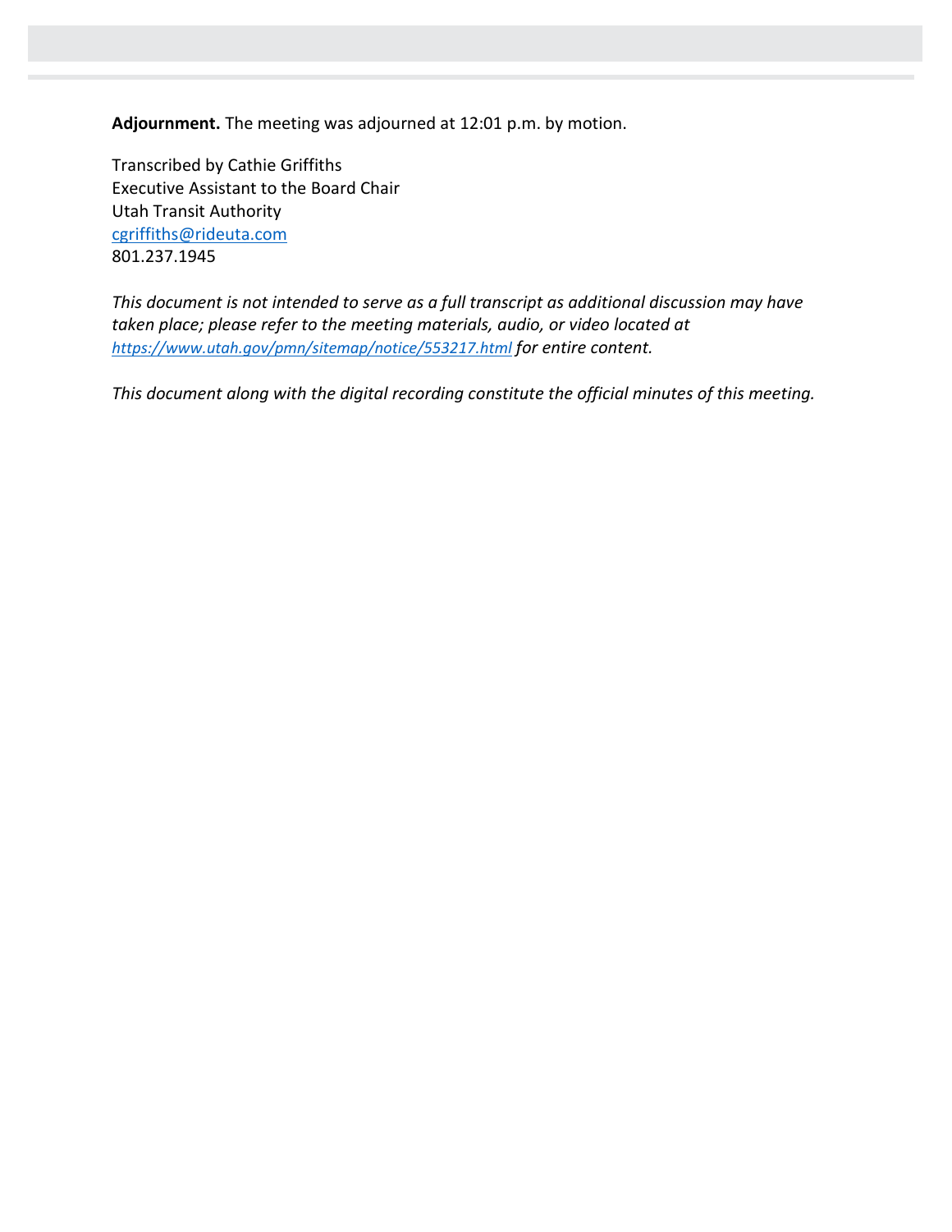**Adjournment.** The meeting was adjourned at 12:01 p.m. by motion.

Transcribed by Cathie Griffiths
Executive Assistant to the Board Chair
Utah Transit Authority
cgriffiths@rideuta.com
801.237.1945

*This document is not intended to serve as a full transcript as additional discussion may have taken place; please refer to the meeting materials, audio, or video located at https://www.utah.gov/pmn/sitemap/notice/553217.html for entire content.*

*This document along with the digital recording constitute the official minutes of this meeting.*